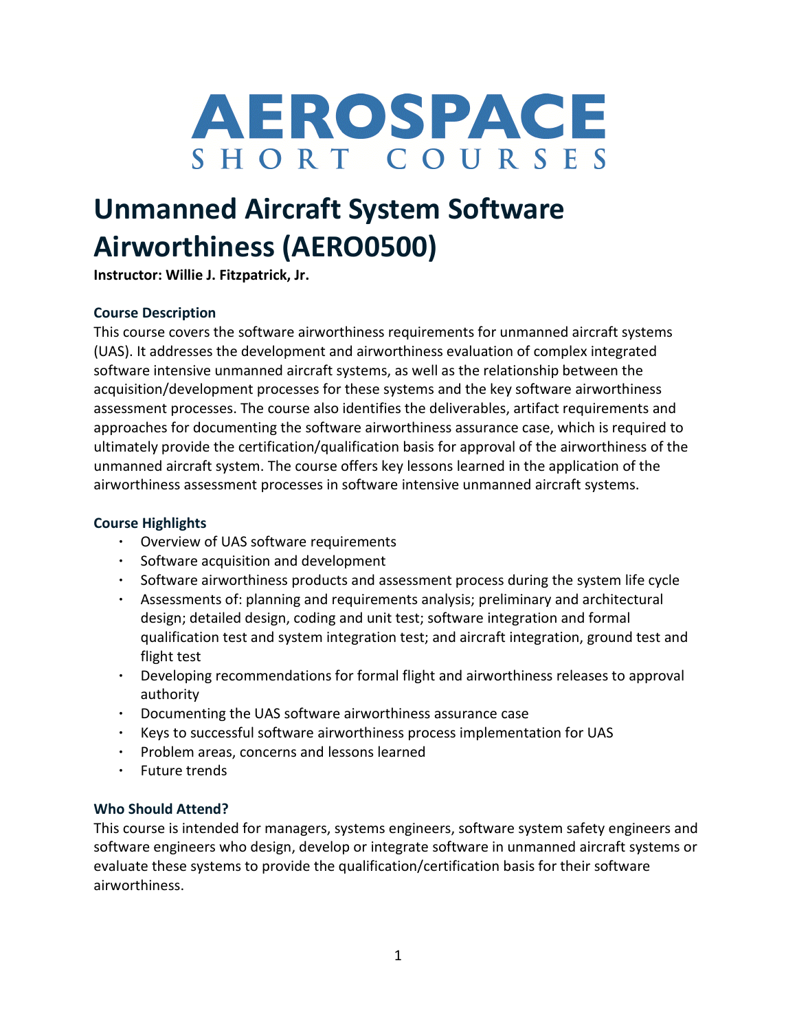# AEROSPACE
## SHORT COURSES

# Unmanned Aircraft System Software Airworthiness (AERO0500)

**Instructor: Willie J. Fitzpatrick, Jr.**

### Course Description

This course covers the software airworthiness requirements for unmanned aircraft systems (UAS). It addresses the development and airworthiness evaluation of complex integrated software intensive unmanned aircraft systems, as well as the relationship between the acquisition/development processes for these systems and the key software airworthiness assessment processes. The course also identifies the deliverables, artifact requirements and approaches for documenting the software airworthiness assurance case, which is required to ultimately provide the certification/qualification basis for approval of the airworthiness of the unmanned aircraft system. The course offers key lessons learned in the application of the airworthiness assessment processes in software intensive unmanned aircraft systems.

### Course Highlights

- Overview of UAS software requirements
- Software acquisition and development
- Software airworthiness products and assessment process during the system life cycle
- Assessments of: planning and requirements analysis; preliminary and architectural design; detailed design, coding and unit test; software integration and formal qualification test and system integration test; and aircraft integration, ground test and flight test
- Developing recommendations for formal flight and airworthiness releases to approval authority
- Documenting the UAS software airworthiness assurance case
- Keys to successful software airworthiness process implementation for UAS
- Problem areas, concerns and lessons learned
- Future trends

### Who Should Attend?

This course is intended for managers, systems engineers, software system safety engineers and software engineers who design, develop or integrate software in unmanned aircraft systems or evaluate these systems to provide the qualification/certification basis for their software airworthiness.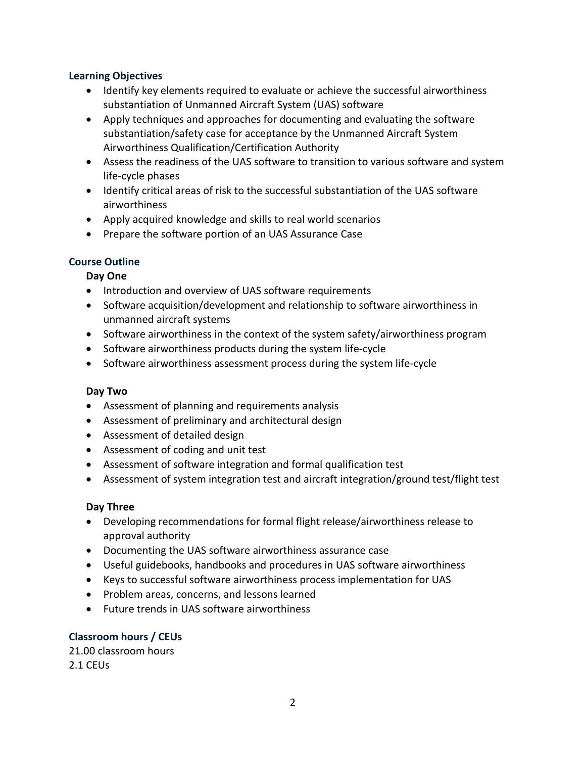## Learning Objectives

- Identify key elements required to evaluate or achieve the successful airworthiness substantiation of Unmanned Aircraft System (UAS) software
- Apply techniques and approaches for documenting and evaluating the software substantiation/safety case for acceptance by the Unmanned Aircraft System Airworthiness Qualification/Certification Authority
- Assess the readiness of the UAS software to transition to various software and system life-cycle phases
- Identify critical areas of risk to the successful substantiation of the UAS software airworthiness
- Apply acquired knowledge and skills to real world scenarios
- Prepare the software portion of an UAS Assurance Case

## Course Outline

### Day One

- Introduction and overview of UAS software requirements
- Software acquisition/development and relationship to software airworthiness in unmanned aircraft systems
- Software airworthiness in the context of the system safety/airworthiness program
- Software airworthiness products during the system life-cycle
- Software airworthiness assessment process during the system life-cycle

### Day Two

- Assessment of planning and requirements analysis
- Assessment of preliminary and architectural design
- Assessment of detailed design
- Assessment of coding and unit test
- Assessment of software integration and formal qualification test
- Assessment of system integration test and aircraft integration/ground test/flight test

### Day Three

- Developing recommendations for formal flight release/airworthiness release to approval authority
- Documenting the UAS software airworthiness assurance case
- Useful guidebooks, handbooks and procedures in UAS software airworthiness
- Keys to successful software airworthiness process implementation for UAS
- Problem areas, concerns, and lessons learned
- Future trends in UAS software airworthiness

## Classroom hours / CEUs

21.00 classroom hours
2.1 CEUs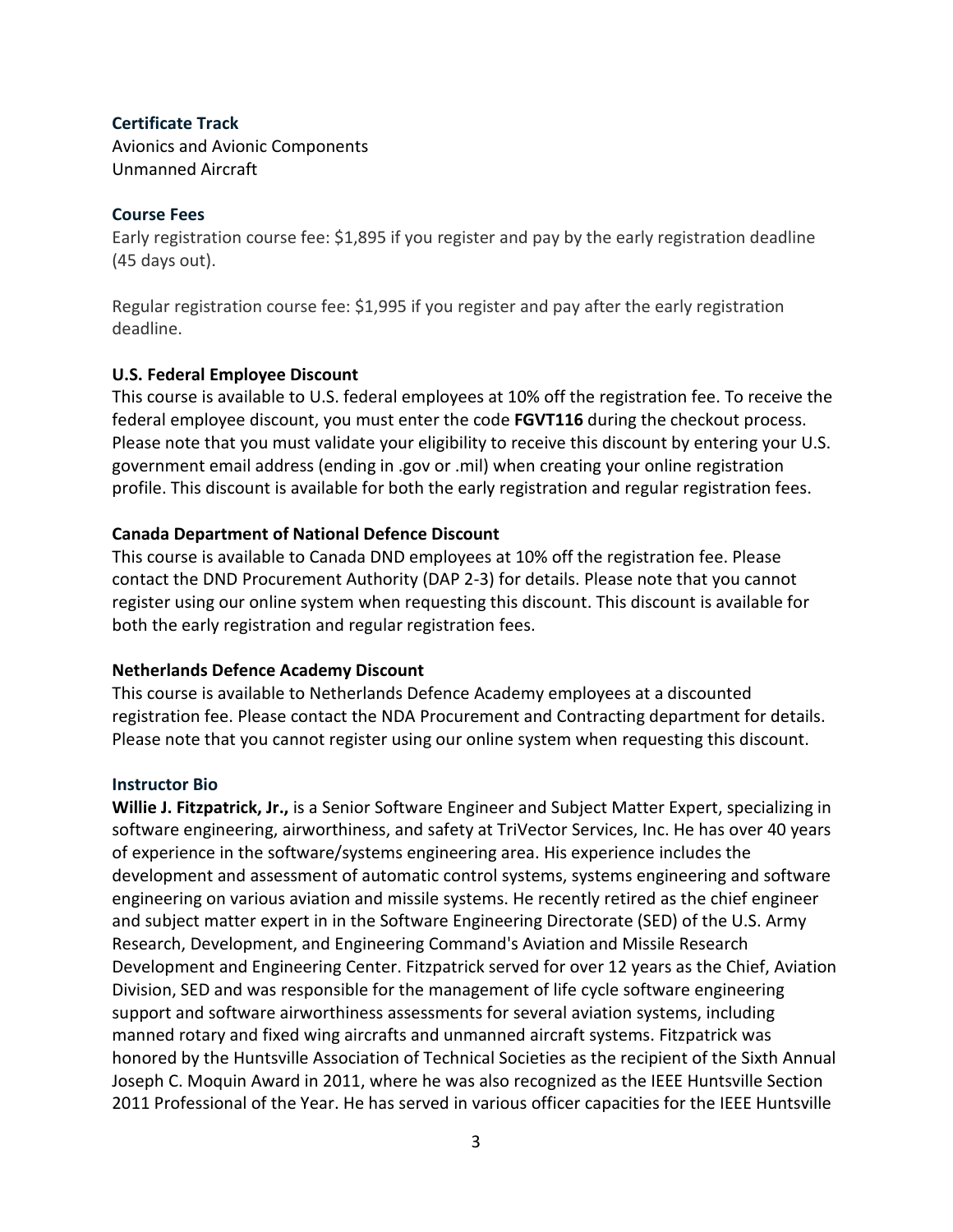**Certificate Track**

Avionics and Avionic Components
Unmanned Aircraft

**Course Fees**

Early registration course fee: $1,895 if you register and pay by the early registration deadline (45 days out).

Regular registration course fee: $1,995 if you register and pay after the early registration deadline.

**U.S. Federal Employee Discount**

This course is available to U.S. federal employees at 10% off the registration fee. To receive the federal employee discount, you must enter the code **FGVT116** during the checkout process. Please note that you must validate your eligibility to receive this discount by entering your U.S. government email address (ending in .gov or .mil) when creating your online registration profile. This discount is available for both the early registration and regular registration fees.

**Canada Department of National Defence Discount**

This course is available to Canada DND employees at 10% off the registration fee. Please contact the DND Procurement Authority (DAP 2-3) for details. Please note that you cannot register using our online system when requesting this discount. This discount is available for both the early registration and regular registration fees.

**Netherlands Defence Academy Discount**

This course is available to Netherlands Defence Academy employees at a discounted registration fee. Please contact the NDA Procurement and Contracting department for details. Please note that you cannot register using our online system when requesting this discount.

**Instructor Bio**

**Willie J. Fitzpatrick, Jr.,** is a Senior Software Engineer and Subject Matter Expert, specializing in software engineering, airworthiness, and safety at TriVector Services, Inc. He has over 40 years of experience in the software/systems engineering area. His experience includes the development and assessment of automatic control systems, systems engineering and software engineering on various aviation and missile systems. He recently retired as the chief engineer and subject matter expert in in the Software Engineering Directorate (SED) of the U.S. Army Research, Development, and Engineering Command's Aviation and Missile Research Development and Engineering Center. Fitzpatrick served for over 12 years as the Chief, Aviation Division, SED and was responsible for the management of life cycle software engineering support and software airworthiness assessments for several aviation systems, including manned rotary and fixed wing aircrafts and unmanned aircraft systems. Fitzpatrick was honored by the Huntsville Association of Technical Societies as the recipient of the Sixth Annual Joseph C. Moquin Award in 2011, where he was also recognized as the IEEE Huntsville Section 2011 Professional of the Year. He has served in various officer capacities for the IEEE Huntsville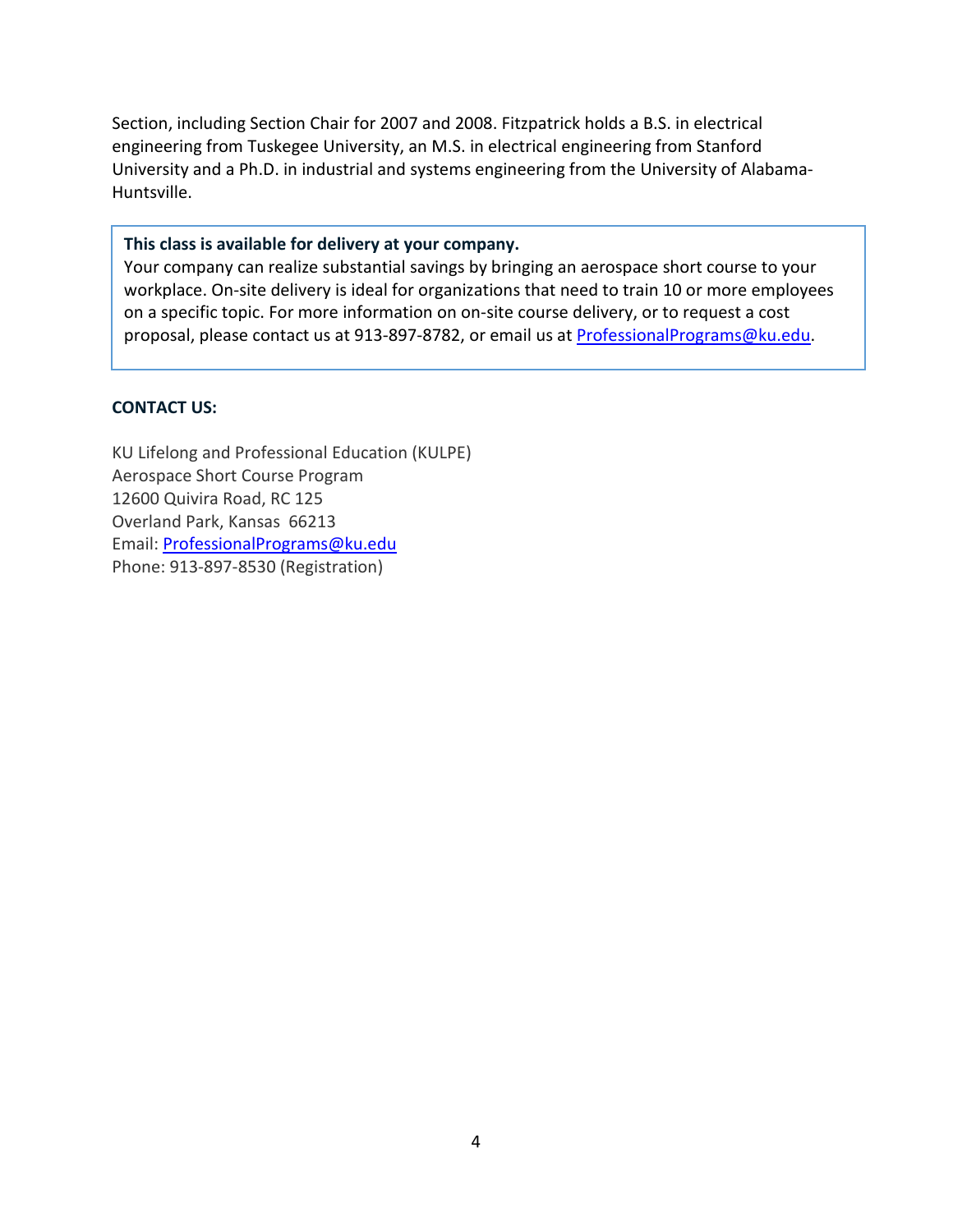Section, including Section Chair for 2007 and 2008. Fitzpatrick holds a B.S. in electrical engineering from Tuskegee University, an M.S. in electrical engineering from Stanford University and a Ph.D. in industrial and systems engineering from the University of Alabama-Huntsville.

**This class is available for delivery at your company.**
Your company can realize substantial savings by bringing an aerospace short course to your workplace. On-site delivery is ideal for organizations that need to train 10 or more employees on a specific topic. For more information on on-site course delivery, or to request a cost proposal, please contact us at 913-897-8782, or email us at ProfessionalPrograms@ku.edu.

**CONTACT US:**

KU Lifelong and Professional Education (KULPE)
Aerospace Short Course Program
12600 Quivira Road, RC 125
Overland Park, Kansas 66213
Email: ProfessionalPrograms@ku.edu
Phone: 913-897-8530 (Registration)